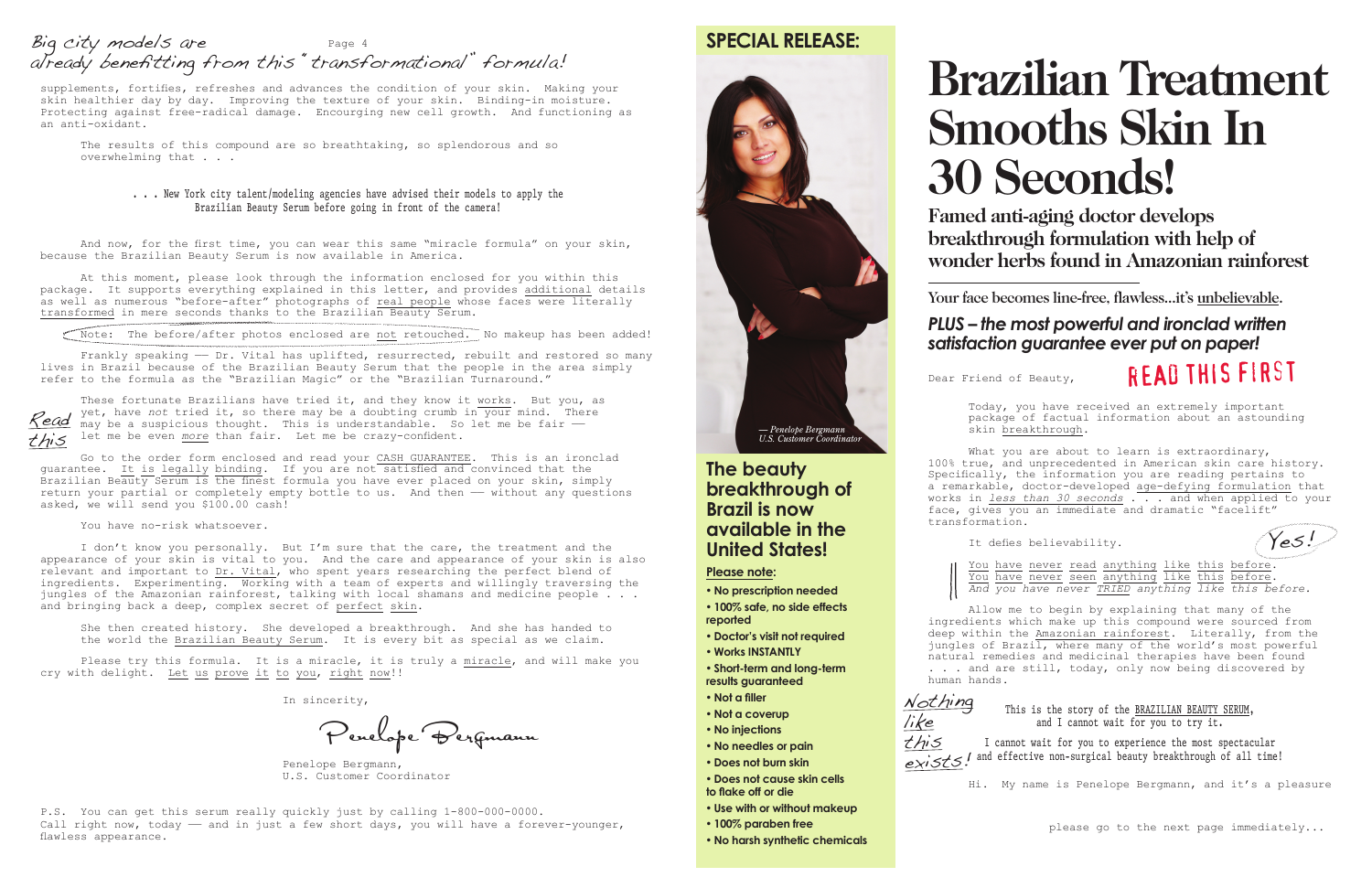*Big city models are already benefitting from this "transformational" formula!*

supplements, fortifies, refreshes and advances the condition of your skin. Making your skin healthier day by day. Improving the texture of your skin. Binding-in moisture. Protecting against free-radical damage. Encourging new cell growth. And functioning as an anti-oxidant.

The results of this compound are so breathtaking, so splendorous and so overwhelming that . . .

. . . New York city talent/modeling agencies have advised their models to apply the Brazilian Beauty Serum before going in front of the camera!

And now, for the first time, you can wear this same "miracle formula" on your skin, because the Brazilian Beauty Serum is now available in America.

At this moment, please look through the information enclosed for you within this package. It supports everything explained in this letter, and provides additional details as well as numerous "before-after" photographs of real people whose faces were literally transformed in mere seconds thanks to the Brazilian Beauty Serum.

Note: The before/after photos enclosed are not retouched. No makeup has been added!

Frankly speaking — Dr. Vital has uplifted, resurrected, rebuilt and restored so many lives in Brazil because of the Brazilian Beauty Serum that the people in the area simply refer to the formula as the "Brazilian Magic" or the "Brazilian Turnaround."

*Read this*

These fortunate Brazilians have tried it, and they know it works. But you, as yet, have *not* tried it, so there may be a doubting crumb in your mind. There may be a suspicious thought. This is understandable. So let me be fair — let me be even *more* than fair. Let me be crazy-confident.

Go to the order form enclosed and read your CASH GUARANTEE. This is an ironclad guarantee. It is legally binding. If you are not satisfied and convinced that the Brazilian Beauty Serum is the finest formula you have ever placed on your skin, simply return your partial or completely empty bottle to us. And then — without any questions asked, we will send you $100.00 cash!

You have no-risk whatsoever.

I don't know you personally. But I'm sure that the care, the treatment and the appearance of your skin is vital to you. And the care and appearance of your skin is also relevant and important to Dr. Vital, who spent years researching the perfect blend of ingredients. Experimenting. Working with a team of experts and willingly traversing the jungles of the Amazonian rainforest, talking with local shamans and medicine people . . . and bringing back a deep, complex secret of perfect skin.

She then created history. She developed a breakthrough. And she has handed to the world the Brazilian Beauty Serum. It is every bit as special as we claim.

Please try this formula. It is a miracle, it is truly a miracle, and will make you cry with delight. Let us prove it to you, right now!!

In sincerity,

*Penelope Bergmann*

Penelope Bergmann,
U.S. Customer Coordinator

P.S. You can get this serum really quickly just by calling 1-800-000-0000. Call right now, today — and in just a few short days, you will have a forever-younger, flawless appearance.

## SPECIAL RELEASE:

*— Penelope Bergmann U.S. Customer Coordinator*

### The beauty breakthrough of Brazil is now available in the United States!

**Please note:**

- **No prescription needed**
- **100% safe, no side effects reported**
- **Doctor's visit not required**
- **Works INSTANTLY**
- **Short-term and long-term results guaranteed**
- **Not a filler**
- **Not a coverup**
- **No injections**
- **No needles or pain**
- **Does not burn skin**
- **Does not cause skin cells to flake off or die**
- **Use with or without makeup**
- **100% paraben free**
- **No harsh synthetic chemicals**

# Brazilian Treatment Smooths Skin In 30 Seconds!

## Famed anti-aging doctor develops breakthrough formulation with help of wonder herbs found in Amazonian rainforest

**Your face becomes line-free, flawless...it's unbelievable.**

***PLUS – the most powerful and ironclad written satisfaction guarantee ever put on paper!***

**READ THIS FIRST**

Dear Friend of Beauty,

Today, you have received an extremely important package of factual information about an astounding skin breakthrough.

What you are about to learn is extraordinary, 100% true, and unprecedented in American skin care history. Specifically, the information you are reading pertains to a remarkable, doctor-developed age-defying formulation that works in *less than 30 seconds* . . . and when applied to your face, gives you an immediate and dramatic "facelift" transformation.

It defies believability. *Yes!*

You have never read anything like this before.
You have never seen anything like this before.
*And you have never TRIED anything like this before.*

Allow me to begin by explaining that many of the ingredients which make up this compound were sourced from deep within the Amazonian rainforest. Literally, from the jungles of Brazil, where many of the world's most powerful natural remedies and medicinal therapies have been found . . . and are still, today, only now being discovered by human hands.

*Nothing like this exists!*

This is the story of the BRAZILIAN BEAUTY SERUM, and I cannot wait for you to try it.

I cannot wait for you to experience the most spectacular and effective non-surgical beauty breakthrough of all time!

Hi. My name is Penelope Bergmann, and it's a pleasure

please go to the next page immediately...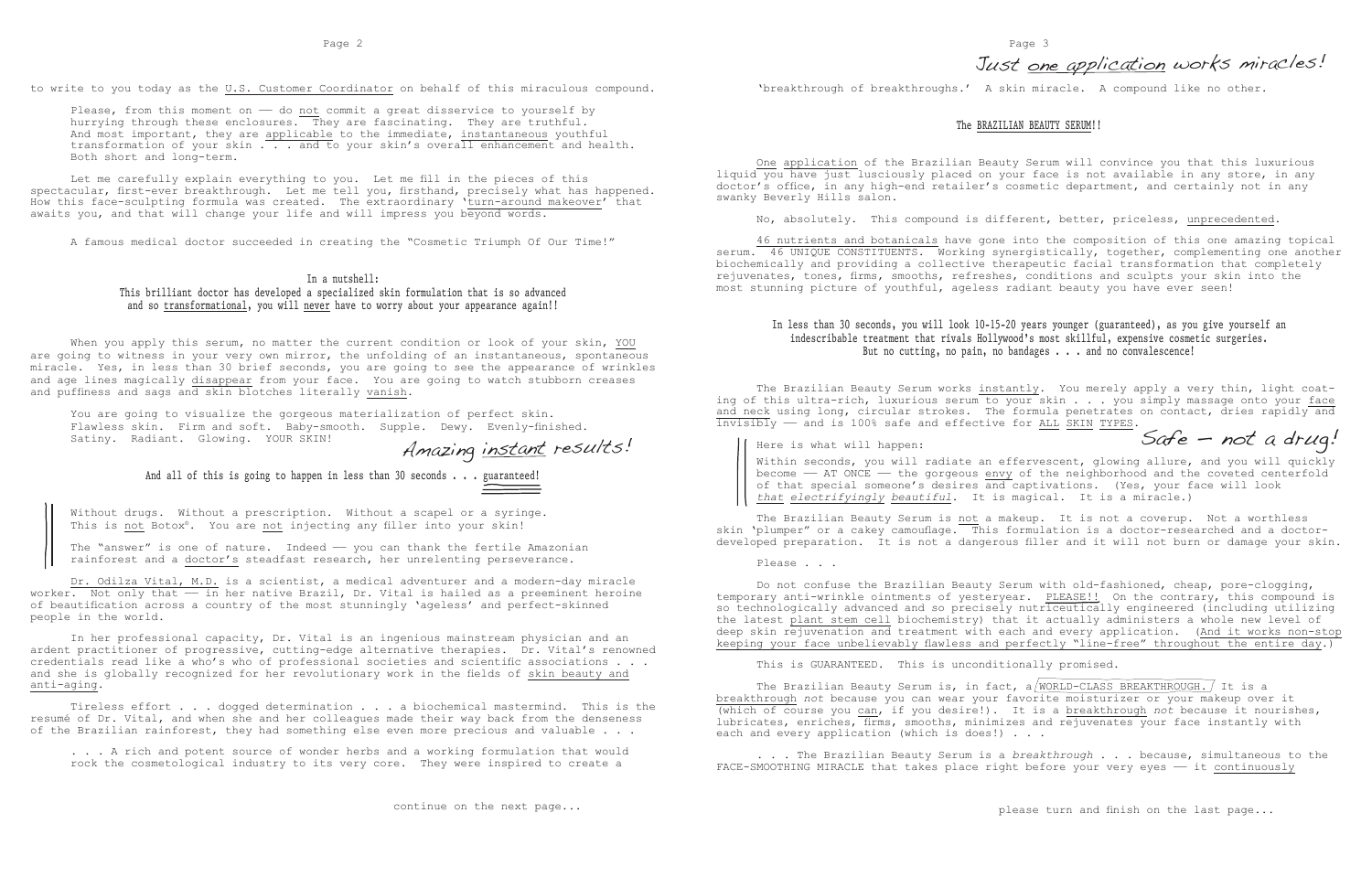to write to you today as the U.S. Customer Coordinator on behalf of this miraculous compound.

Please, from this moment on — do not commit a great disservice to yourself by hurrying through these enclosures. They are fascinating. They are truthful. And most important, they are applicable to the immediate, instantaneous youthful transformation of your skin . . . and to your skin's overall enhancement and health. Both short and long-term.

Let me carefully explain everything to you. Let me fill in the pieces of this spectacular, first-ever breakthrough. Let me tell you, firsthand, precisely what has happened. How this face-sculpting formula was created. The extraordinary 'turn-around makeover' that awaits you, and that will change your life and will impress you beyond words.

A famous medical doctor succeeded in creating the "Cosmetic Triumph Of Our Time!"

**In a nutshell:**
**This brilliant doctor has developed a specialized skin formulation that is so advanced and so transformational, you will never have to worry about your appearance again!!**

When you apply this serum, no matter the current condition or look of your skin, YOU are going to witness in your very own mirror, the unfolding of an instantaneous, spontaneous miracle. Yes, in less than 30 brief seconds, you are going to see the appearance of wrinkles and age lines magically disappear from your face. You are going to watch stubborn creases and puffiness and sags and skin blotches literally vanish.

You are going to visualize the gorgeous materialization of perfect skin. Flawless skin. Firm and soft. Baby-smooth. Supple. Dewy. Evenly-finished. Satiny. Radiant. Glowing. YOUR SKIN!

*Amazing instant results!*

**And all of this is going to happen in less than 30 seconds . . . guaranteed!**

Without drugs. Without a prescription. Without a scapel or a syringe. This is not Botox®. You are not injecting any filler into your skin!

The "answer" is one of nature. Indeed — you can thank the fertile Amazonian rainforest and a doctor's steadfast research, her unrelenting perseverance.

Dr. Odilza Vital, M.D. is a scientist, a medical adventurer and a modern-day miracle worker. Not only that — in her native Brazil, Dr. Vital is hailed as a preeminent heroine of beautification across a country of the most stunningly 'ageless' and perfect-skinned people in the world.

In her professional capacity, Dr. Vital is an ingenious mainstream physician and an ardent practitioner of progressive, cutting-edge alternative therapies. Dr. Vital's renowned credentials read like a who's who of professional societies and scientific associations . . . and she is globally recognized for her revolutionary work in the fields of skin beauty and anti-aging.

Tireless effort . . . dogged determination . . . a biochemical mastermind. This is the resumé of Dr. Vital, and when she and her colleagues made their way back from the denseness of the Brazilian rainforest, they had something else even more precious and valuable . . .

. . . A rich and potent source of wonder herbs and a working formulation that would rock the cosmetological industry to its very core. They were inspired to create a

continue on the next page...

*Just one application works miracles!*

'breakthrough of breakthroughs.' A skin miracle. A compound like no other.

**The BRAZILIAN BEAUTY SERUM!!**

One application of the Brazilian Beauty Serum will convince you that this luxurious liquid you have just lusciously placed on your face is not available in any store, in any doctor's office, in any high-end retailer's cosmetic department, and certainly not in any swanky Beverly Hills salon.

No, absolutely. This compound is different, better, priceless, unprecedented.

46 nutrients and botanicals have gone into the composition of this one amazing topical serum. 46 UNIQUE CONSTITUENTS. Working synergistically, together, complementing one another biochemically and providing a collective therapeutic facial transformation that completely rejuvenates, tones, firms, smooths, refreshes, conditions and sculpts your skin into the most stunning picture of youthful, ageless radiant beauty you have ever seen!

**In less than 30 seconds, you will look 10-15-20 years younger (guaranteed), as you give yourself an indescribable treatment that rivals Hollywood's most skillful, expensive cosmetic surgeries. But no cutting, no pain, no bandages . . . and no convalescence!**

The Brazilian Beauty Serum works instantly. You merely apply a very thin, light coating of this ultra-rich, luxurious serum to your skin . . . you simply massage onto your face and neck using long, circular strokes. The formula penetrates on contact, dries rapidly and invisibly — and is 100% safe and effective for ALL SKIN TYPES.

*Safe – not a drug!*

Here is what will happen:

Within seconds, you will radiate an effervescent, glowing allure, and you will quickly become — AT ONCE — the gorgeous envy of the neighborhood and the coveted centerfold of that special someone's desires and captivations. (Yes, your face will look *that electrifyingly beautiful*. It is magical. It is a miracle.)

The Brazilian Beauty Serum is not a makeup. It is not a coverup. Not a worthless skin 'plumper" or a cakey camouflage. This formulation is a doctor-researched and a doctor-developed preparation. It is not a dangerous filler and it will not burn or damage your skin.

Please . . .

Do not confuse the Brazilian Beauty Serum with old-fashioned, cheap, pore-clogging, temporary anti-wrinkle ointments of yesteryear. PLEASE!! On the contrary, this compound is so technologically advanced and so precisely nutriceutically engineered (including utilizing the latest plant stem cell biochemistry) that it actually administers a whole new level of deep skin rejuvenation and treatment with each and every application. (And it works non-stop keeping your face unbelievably flawless and perfectly "line-free" throughout the entire day.)

This is GUARANTEED. This is unconditionally promised.

The Brazilian Beauty Serum is, in fact, a WORLD-CLASS BREAKTHROUGH. It is a breakthrough *not* because you can wear your favorite moisturizer or your makeup over it (which of course you can, if you desire!). It is a breakthrough *not* because it nourishes, lubricates, enriches, firms, smooths, minimizes and rejuvenates your face instantly with each and every application (which is does!) . . .

. . . The Brazilian Beauty Serum is a *breakthrough* . . . because, simultaneous to the FACE-SMOOTHING MIRACLE that takes place right before your very eyes — it continuously

please turn and finish on the last page...